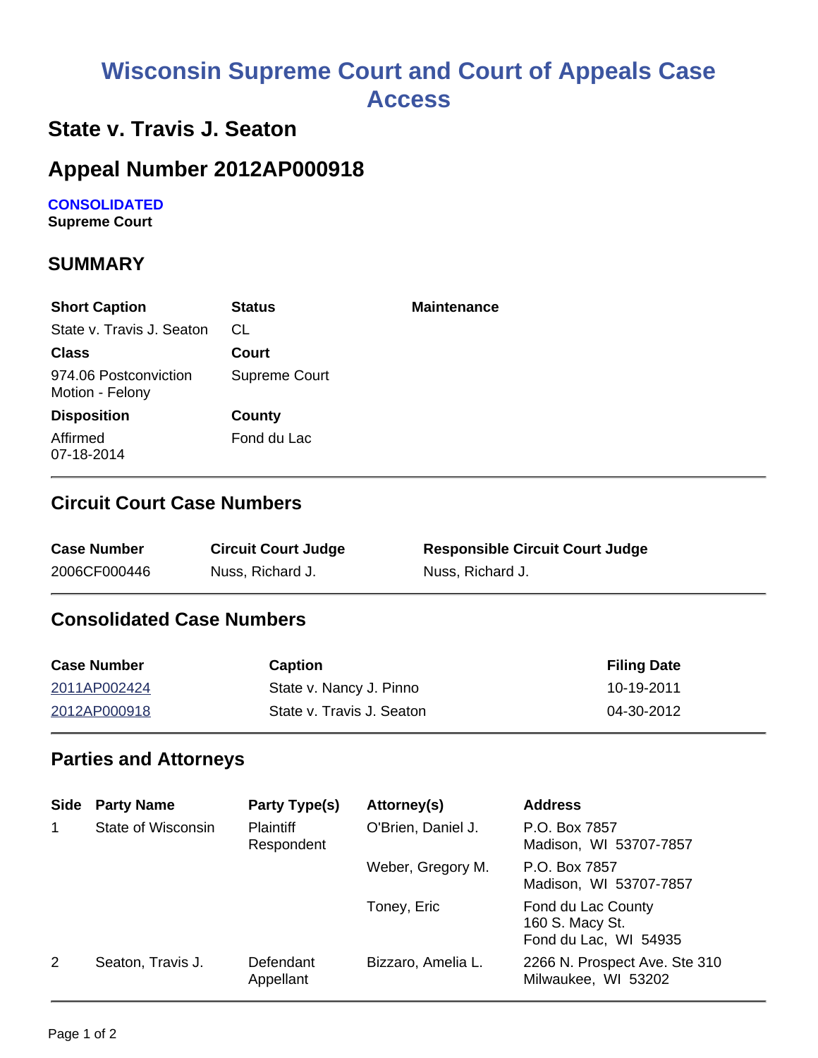# Wisconsin Supreme Court and Court of Appeals Case Access

## State v. Travis J. Seaton

## Appeal Number 2012AP000918

**CONSOLIDATED**
**Supreme Court**

### SUMMARY

| Short Caption | Status | Maintenance |
|---|---|---|
| State v. Travis J. Seaton | CL | |
| **Class** | **Court** | |
| 974.06 Postconviction Motion - Felony | Supreme Court | |
| **Disposition** | **County** | |
| Affirmed 07-18-2014 | Fond du Lac | |

### Circuit Court Case Numbers

| Case Number | Circuit Court Judge | Responsible Circuit Court Judge |
|---|---|---|
| 2006CF000446 | Nuss, Richard J. | Nuss, Richard J. |

### Consolidated Case Numbers

| Case Number | Caption | Filing Date |
|---|---|---|
| 2011AP002424 | State v. Nancy J. Pinno | 10-19-2011 |
| 2012AP000918 | State v. Travis J. Seaton | 04-30-2012 |

### Parties and Attorneys

| Side | Party Name | Party Type(s) | Attorney(s) | Address |
|---|---|---|---|---|
| 1 | State of Wisconsin | Plaintiff Respondent | O'Brien, Daniel J. | P.O. Box 7857 Madison, WI 53707-7857 |
| | | | Weber, Gregory M. | P.O. Box 7857 Madison, WI 53707-7857 |
| | | | Toney, Eric | Fond du Lac County 160 S. Macy St. Fond du Lac, WI 54935 |
| 2 | Seaton, Travis J. | Defendant Appellant | Bizzaro, Amelia L. | 2266 N. Prospect Ave. Ste 310 Milwaukee, WI 53202 |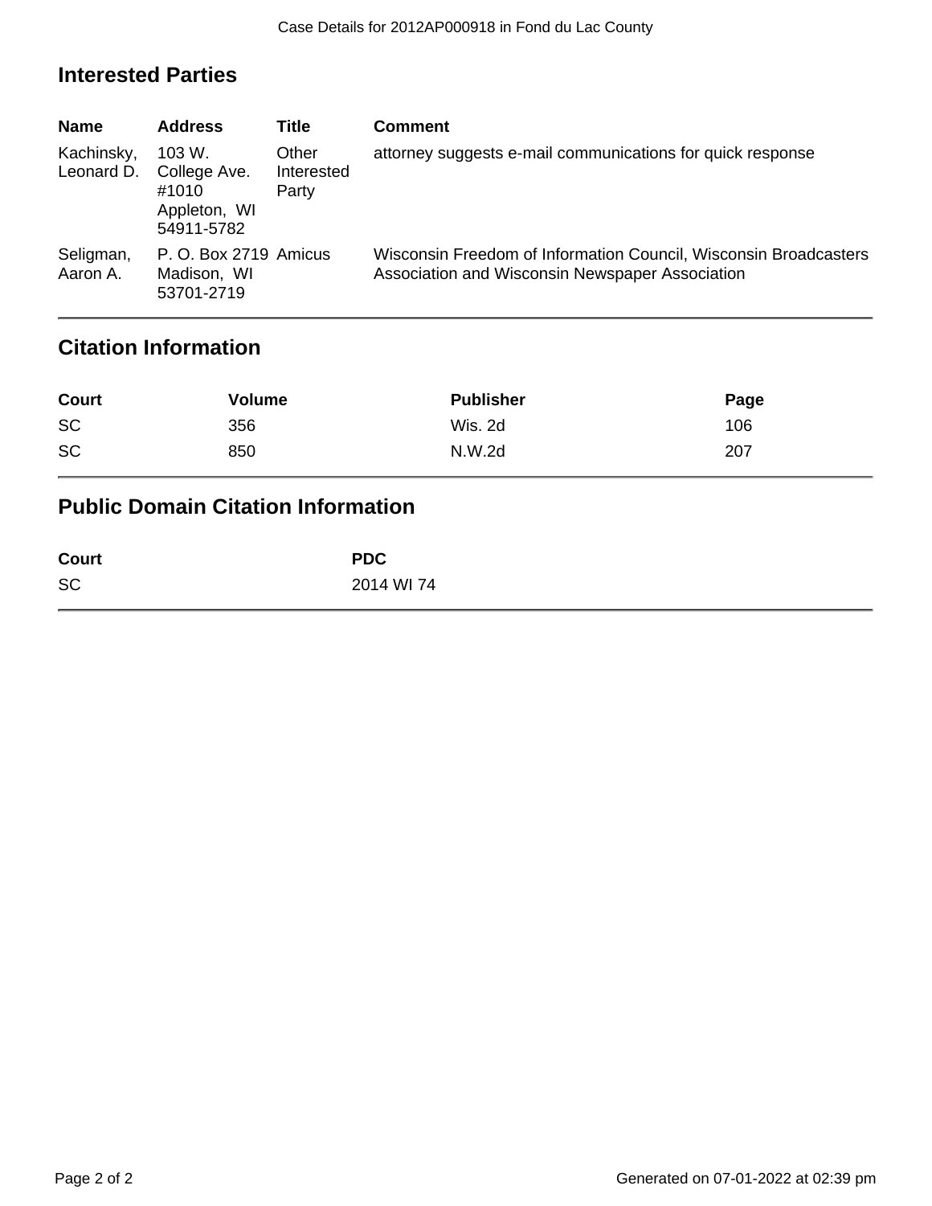## Interested Parties

| Name | Address | Title | Comment |
| --- | --- | --- | --- |
| Kachinsky, Leonard D. | 103 W. College Ave. #1010 Appleton, WI 54911-5782 | Other Interested Party | attorney suggests e-mail communications for quick response |
| Seligman, Aaron A. | P. O. Box 2719 Madison, WI 53701-2719 | Amicus | Wisconsin Freedom of Information Council, Wisconsin Broadcasters Association and Wisconsin Newspaper Association |

## Citation Information

| Court | Volume | Publisher | Page |
| --- | --- | --- | --- |
| SC | 356 | Wis. 2d | 106 |
| SC | 850 | N.W.2d | 207 |

## Public Domain Citation Information

| Court | PDC |
| --- | --- |
| SC | 2014 WI 74 |